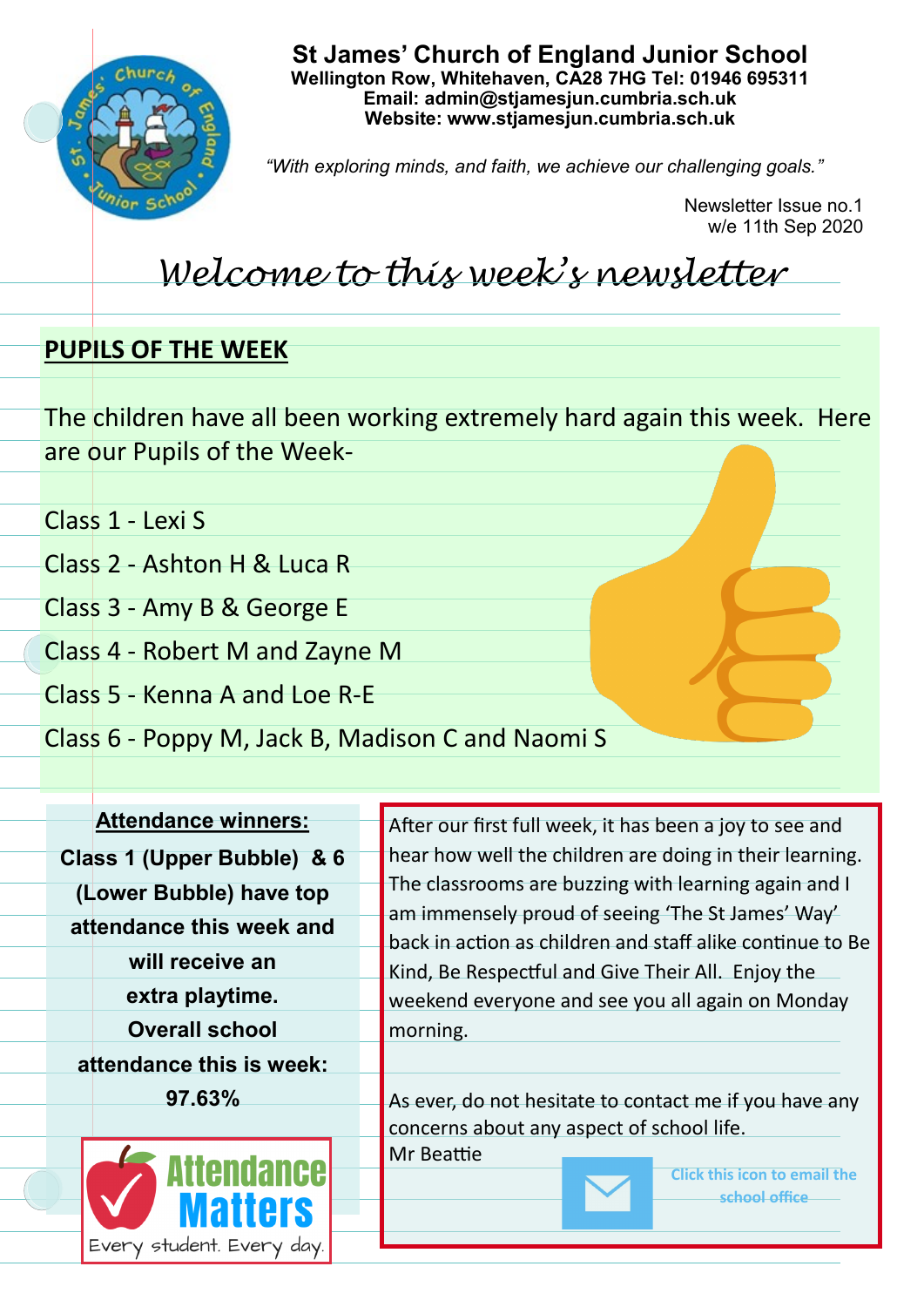# St James' Church of England Junior School

**Wellington Row, Whitehaven, CA28 7HG Tel: 01946 695311**
**Email: admin@stjamesjun.cumbria.sch.uk**
**Website: www.stjamesjun.cumbria.sch.uk**

*"With exploring minds, and faith, we achieve our challenging goals."*

Newsletter Issue no.1
w/e 11th Sep 2020

## *Welcome to this week's newsletter*

## PUPILS OF THE WEEK

The children have all been working extremely hard again this week. Here are our Pupils of the Week-

Class 1 - Lexi S

Class 2 - Ashton H & Luca R

Class 3 - Amy B & George E

Class 4 - Robert M and Zayne M

Class 5 - Kenna A and Loe R-E

Class 6 - Poppy M, Jack B, Madison C and Naomi S

**Attendance winners:**

**Class 1 (Upper Bubble) & 6 (Lower Bubble) have top attendance this week and will receive an extra playtime. Overall school attendance this is week: 97.63%**

Attendance Matters
Every student. Every day.

After our first full week, it has been a joy to see and hear how well the children are doing in their learning. The classrooms are buzzing with learning again and I am immensely proud of seeing 'The St James' Way' back in action as children and staff alike continue to Be Kind, Be Respectful and Give Their All. Enjoy the weekend everyone and see you all again on Monday morning.

As ever, do not hesitate to contact me if you have any concerns about any aspect of school life.
Mr Beattie

Click this icon to email the school office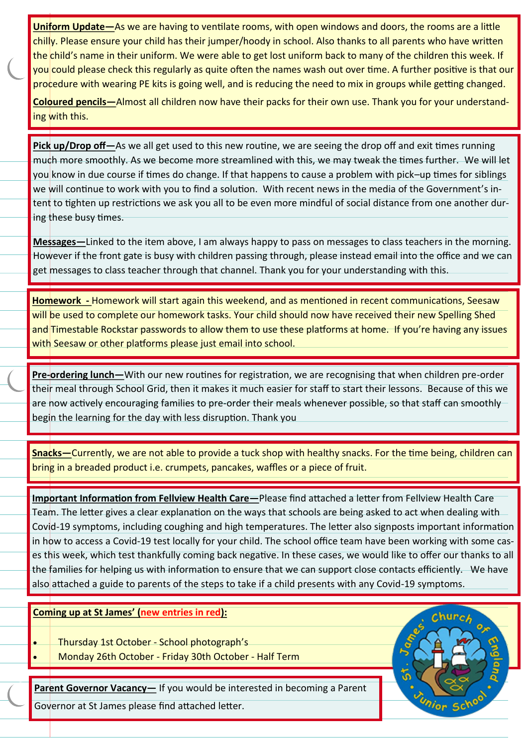**Uniform Update—**As we are having to ventilate rooms, with open windows and doors, the rooms are a little chilly. Please ensure your child has their jumper/hoody in school. Also thanks to all parents who have written the child's name in their uniform. We were able to get lost uniform back to many of the children this week. If you could please check this regularly as quite often the names wash out over time. A further positive is that our procedure with wearing PE kits is going well, and is reducing the need to mix in groups while getting changed.

**Coloured pencils—**Almost all children now have their packs for their own use. Thank you for your understanding with this.

**Pick up/Drop off—**As we all get used to this new routine, we are seeing the drop off and exit times running much more smoothly. As we become more streamlined with this, we may tweak the times further. We will let you know in due course if times do change. If that happens to cause a problem with pick–up times for siblings we will continue to work with you to find a solution. With recent news in the media of the Government's intent to tighten up restrictions we ask you all to be even more mindful of social distance from one another during these busy times.

**Messages—**Linked to the item above, I am always happy to pass on messages to class teachers in the morning. However if the front gate is busy with children passing through, please instead email into the office and we can get messages to class teacher through that channel. Thank you for your understanding with this.

**Homework -** Homework will start again this weekend, and as mentioned in recent communications, Seesaw will be used to complete our homework tasks. Your child should now have received their new Spelling Shed and Timestable Rockstar passwords to allow them to use these platforms at home. If you're having any issues with Seesaw or other platforms please just email into school.

**Pre-ordering lunch—**With our new routines for registration, we are recognising that when children pre-order their meal through School Grid, then it makes it much easier for staff to start their lessons. Because of this we are now actively encouraging families to pre-order their meals whenever possible, so that staff can smoothly begin the learning for the day with less disruption. Thank you

**Snacks—**Currently, we are not able to provide a tuck shop with healthy snacks. For the time being, children can bring in a breaded product i.e. crumpets, pancakes, waffles or a piece of fruit.

**Important Information from Fellview Health Care—**Please find attached a letter from Fellview Health Care Team. The letter gives a clear explanation on the ways that schools are being asked to act when dealing with Covid-19 symptoms, including coughing and high temperatures. The letter also signposts important information in how to access a Covid-19 test locally for your child. The school office team have been working with some cases this week, which test thankfully coming back negative. In these cases, we would like to offer our thanks to all the families for helping us with information to ensure that we can support close contacts efficiently. We have also attached a guide to parents of the steps to take if a child presents with any Covid-19 symptoms.

**Coming up at St James' (new entries in red):**

- Thursday 1st October - School photograph's
- Monday 26th October - Friday 30th October - Half Term

St. James' Church of England Junior School

**Parent Governor Vacancy—** If you would be interested in becoming a Parent Governor at St James please find attached letter.